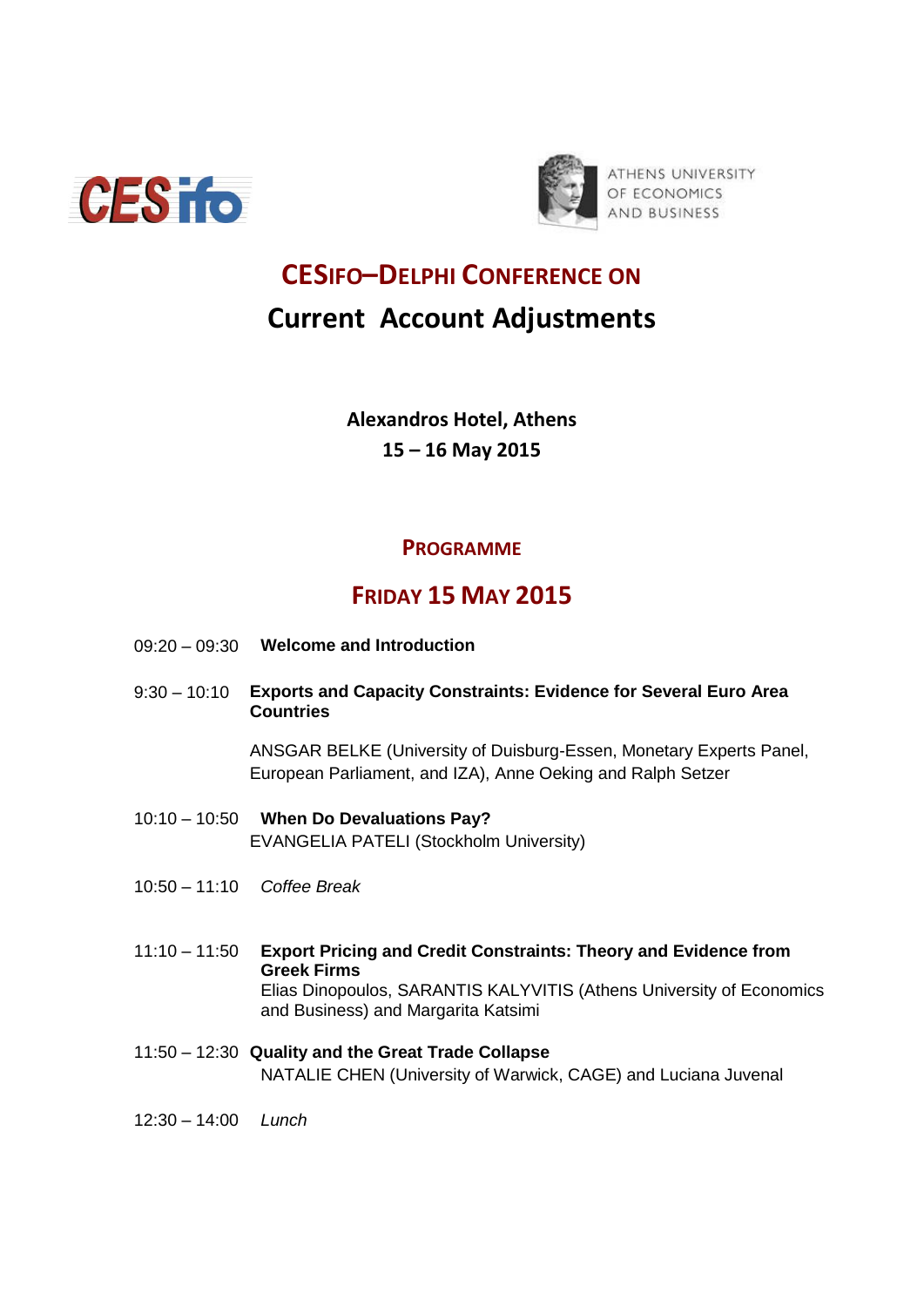CESifo

ATHENS UNIVERSITY OF ECONOMICS AND BUSINESS

# CESifo–Delphi Conference on
# Current Account Adjustments

**Alexandros Hotel, Athens**
**15 – 16 May 2015**

## Programme

## Friday 15 May 2015

09:20 – 09:30 **Welcome and Introduction**

9:30 – 10:10 **Exports and Capacity Constraints: Evidence for Several Euro Area Countries**

ANSGAR BELKE (University of Duisburg-Essen, Monetary Experts Panel, European Parliament, and IZA), Anne Oeking and Ralph Setzer

10:10 – 10:50 **When Do Devaluations Pay?**
EVANGELIA PATELI (Stockholm University)

10:50 – 11:10 *Coffee Break*

11:10 – 11:50 **Export Pricing and Credit Constraints: Theory and Evidence from Greek Firms**
Elias Dinopoulos, SARANTIS KALYVITIS (Athens University of Economics and Business) and Margarita Katsimi

11:50 – 12:30 **Quality and the Great Trade Collapse**
NATALIE CHEN (University of Warwick, CAGE) and Luciana Juvenal

12:30 – 14:00 *Lunch*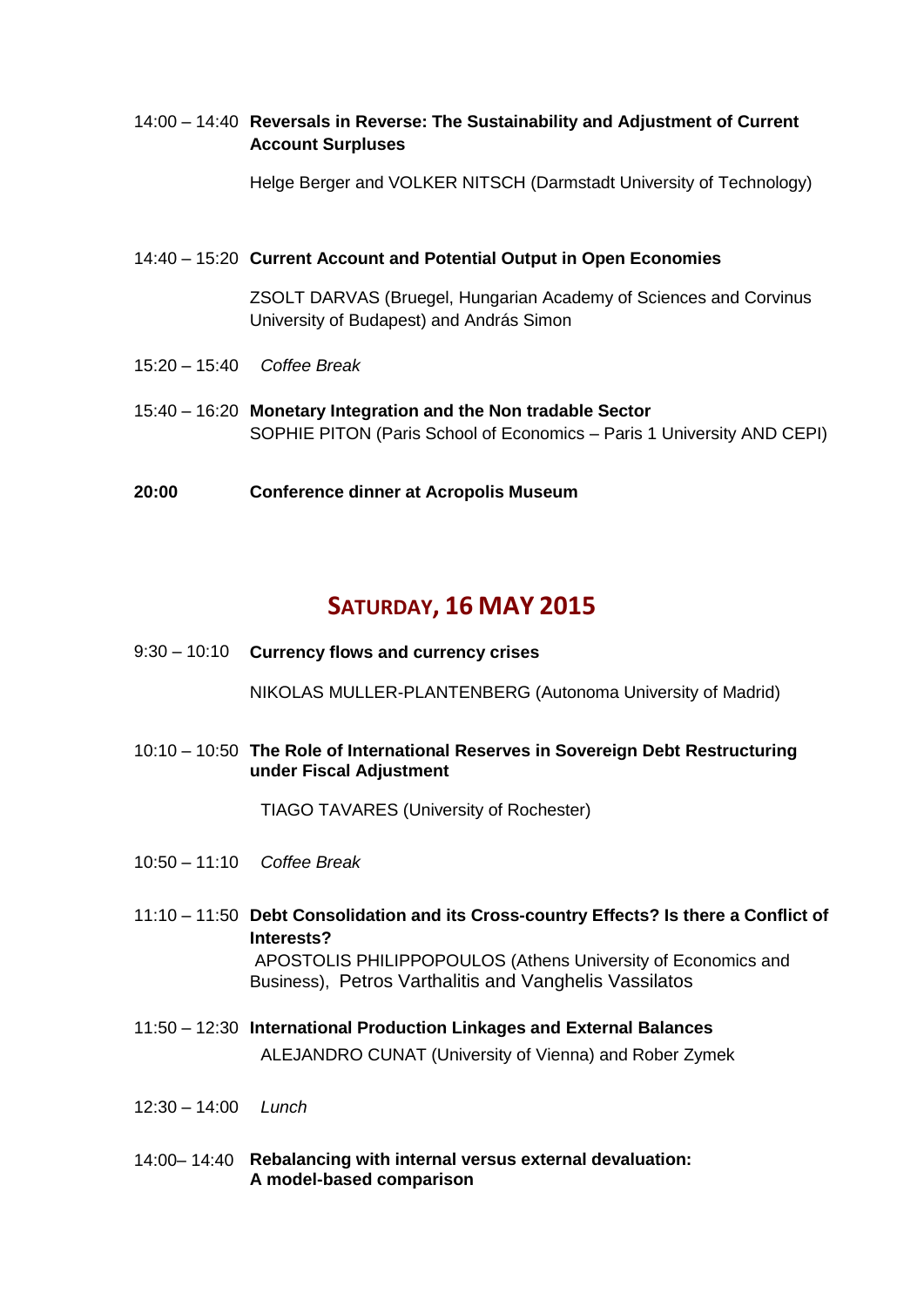14:00 – 14:40 **Reversals in Reverse: The Sustainability and Adjustment of Current Account Surpluses**

Helge Berger and VOLKER NITSCH (Darmstadt University of Technology)

14:40 – 15:20 **Current Account and Potential Output in Open Economies**

ZSOLT DARVAS (Bruegel, Hungarian Academy of Sciences and Corvinus University of Budapest) and András Simon

15:20 – 15:40 *Coffee Break*

15:40 – 16:20 **Monetary Integration and the Non tradable Sector**
SOPHIE PITON (Paris School of Economics – Paris 1 University AND CEPI)

**20:00 Conference dinner at Acropolis Museum**

## SATURDAY, 16 MAY 2015

9:30 – 10:10 **Currency flows and currency crises**

NIKOLAS MULLER-PLANTENBERG (Autonoma University of Madrid)

10:10 – 10:50 **The Role of International Reserves in Sovereign Debt Restructuring under Fiscal Adjustment**

TIAGO TAVARES (University of Rochester)

10:50 – 11:10 *Coffee Break*

11:10 – 11:50 **Debt Consolidation and its Cross-country Effects? Is there a Conflict of Interests?**
APOSTOLIS PHILIPPOPOULOS (Athens University of Economics and Business), Petros Varthalitis and Vanghelis Vassilatos

11:50 – 12:30 **International Production Linkages and External Balances**
ALEJANDRO CUNAT (University of Vienna) and Rober Zymek

12:30 – 14:00 *Lunch*

14:00– 14:40 **Rebalancing with internal versus external devaluation: A model-based comparison**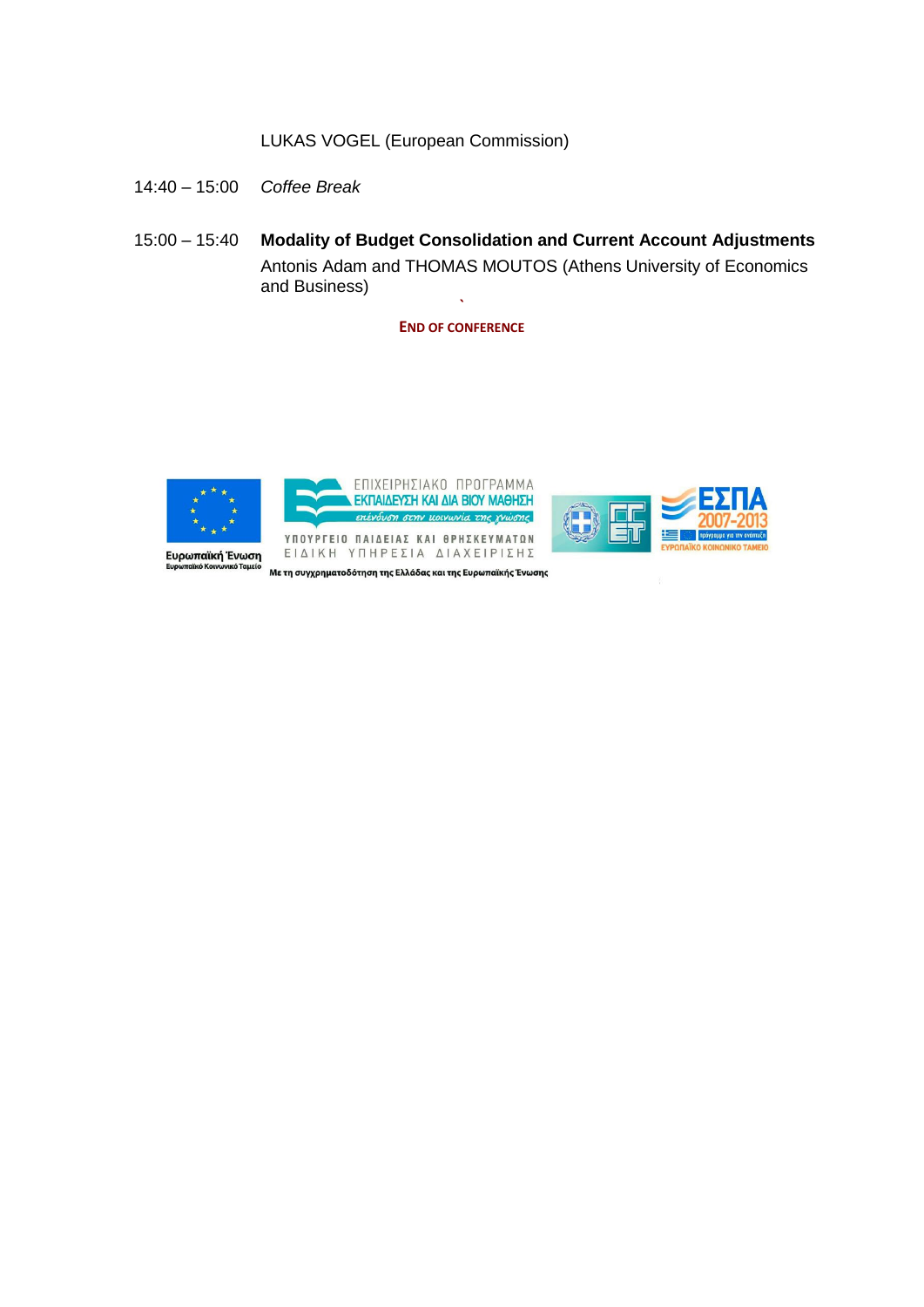LUKAS VOGEL (European Commission)

14:40 – 15:00 *Coffee Break*

15:00 – 15:40 **Modality of Budget Consolidation and Current Account Adjustments**
Antonis Adam and THOMAS MOUTOS (Athens University of Economics and Business)

**END OF CONFERENCE**

Ευρωπαϊκή Ένωση
Ευρωπαϊκό Κοινωνικό Ταμείο

ΕΠΙΧΕΙΡΗΣΙΑΚΟ ΠΡΟΓΡΑΜΜΑ
ΕΚΠΑΙΔΕΥΣΗ ΚΑΙ ΔΙΑ ΒΙΟΥ ΜΑΘΗΣΗ
επένδυση στην κοινωνία της γνώσης

ΥΠΟΥΡΓΕΙΟ ΠΑΙΔΕΙΑΣ ΚΑΙ ΘΡΗΣΚΕΥΜΑΤΩΝ
ΕΙΔΙΚΗ ΥΠΗΡΕΣΙΑ ΔΙΑΧΕΙΡΙΣΗΣ

ΕΣΠΑ 2007-2013
πρόγραμμα για την ανάπτυξη
ΕΥΡΩΠΑΪΚΟ ΚΟΙΝΩΝΙΚΟ ΤΑΜΕΙΟ

Με τη συγχρηματοδότηση της Ελλάδας και της Ευρωπαϊκής Ένωσης